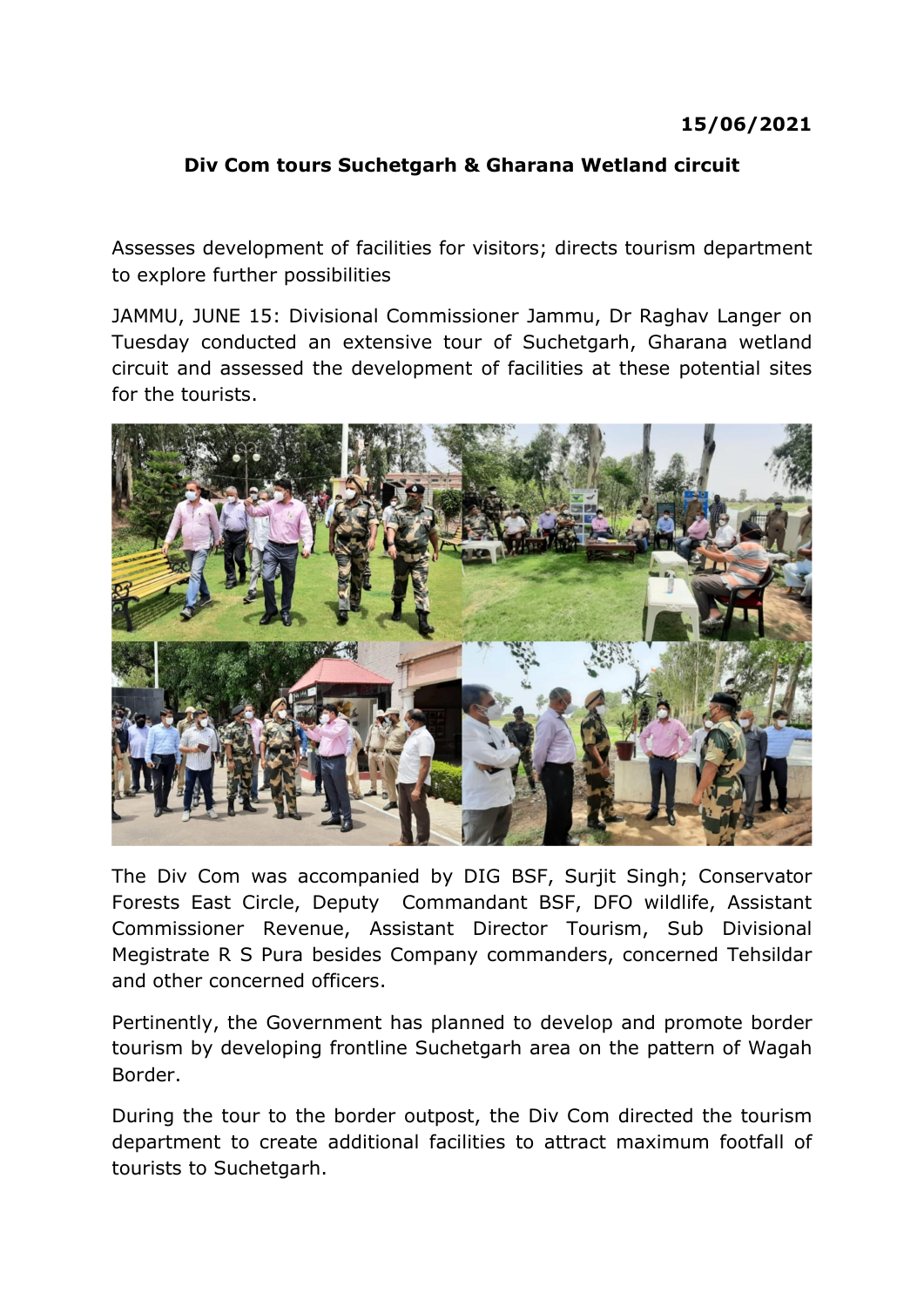**15/06/2021**

## Div Com tours Suchetgarh & Gharana Wetland circuit

Assesses development of facilities for visitors; directs tourism department to explore further possibilities

JAMMU, JUNE 15: Divisional Commissioner Jammu, Dr Raghav Langer on Tuesday conducted an extensive tour of Suchetgarh, Gharana wetland circuit and assessed the development of facilities at these potential sites for the tourists.

The Div Com was accompanied by DIG BSF, Surjit Singh; Conservator Forests East Circle, Deputy Commandant BSF, DFO wildlife, Assistant Commissioner Revenue, Assistant Director Tourism, Sub Divisional Megistrate R S Pura besides Company commanders, concerned Tehsildar and other concerned officers.

Pertinently, the Government has planned to develop and promote border tourism by developing frontline Suchetgarh area on the pattern of Wagah Border.

During the tour to the border outpost, the Div Com directed the tourism department to create additional facilities to attract maximum footfall of tourists to Suchetgarh.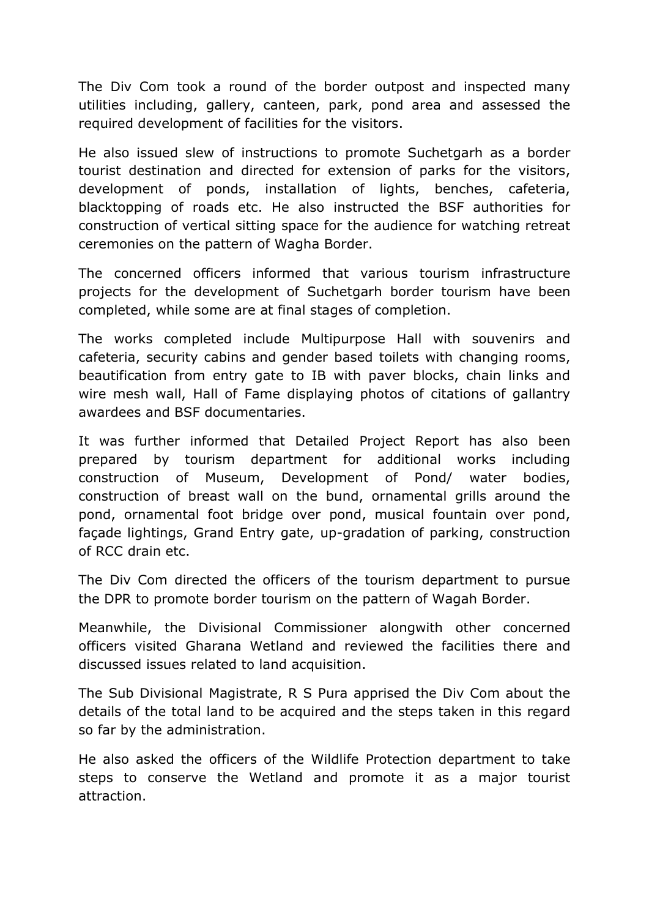The Div Com took a round of the border outpost and inspected many utilities including, gallery, canteen, park, pond area and assessed the required development of facilities for the visitors.

He also issued slew of instructions to promote Suchetgarh as a border tourist destination and directed for extension of parks for the visitors, development of ponds, installation of lights, benches, cafeteria, blacktopping of roads etc. He also instructed the BSF authorities for construction of vertical sitting space for the audience for watching retreat ceremonies on the pattern of Wagha Border.

The concerned officers informed that various tourism infrastructure projects for the development of Suchetgarh border tourism have been completed, while some are at final stages of completion.

The works completed include Multipurpose Hall with souvenirs and cafeteria, security cabins and gender based toilets with changing rooms, beautification from entry gate to IB with paver blocks, chain links and wire mesh wall, Hall of Fame displaying photos of citations of gallantry awardees and BSF documentaries.

It was further informed that Detailed Project Report has also been prepared by tourism department for additional works including construction of Museum, Development of Pond/ water bodies, construction of breast wall on the bund, ornamental grills around the pond, ornamental foot bridge over pond, musical fountain over pond, façade lightings, Grand Entry gate, up-gradation of parking, construction of RCC drain etc.

The Div Com directed the officers of the tourism department to pursue the DPR to promote border tourism on the pattern of Wagah Border.

Meanwhile, the Divisional Commissioner alongwith other concerned officers visited Gharana Wetland and reviewed the facilities there and discussed issues related to land acquisition.

The Sub Divisional Magistrate, R S Pura apprised the Div Com about the details of the total land to be acquired and the steps taken in this regard so far by the administration.

He also asked the officers of the Wildlife Protection department to take steps to conserve the Wetland and promote it as a major tourist attraction.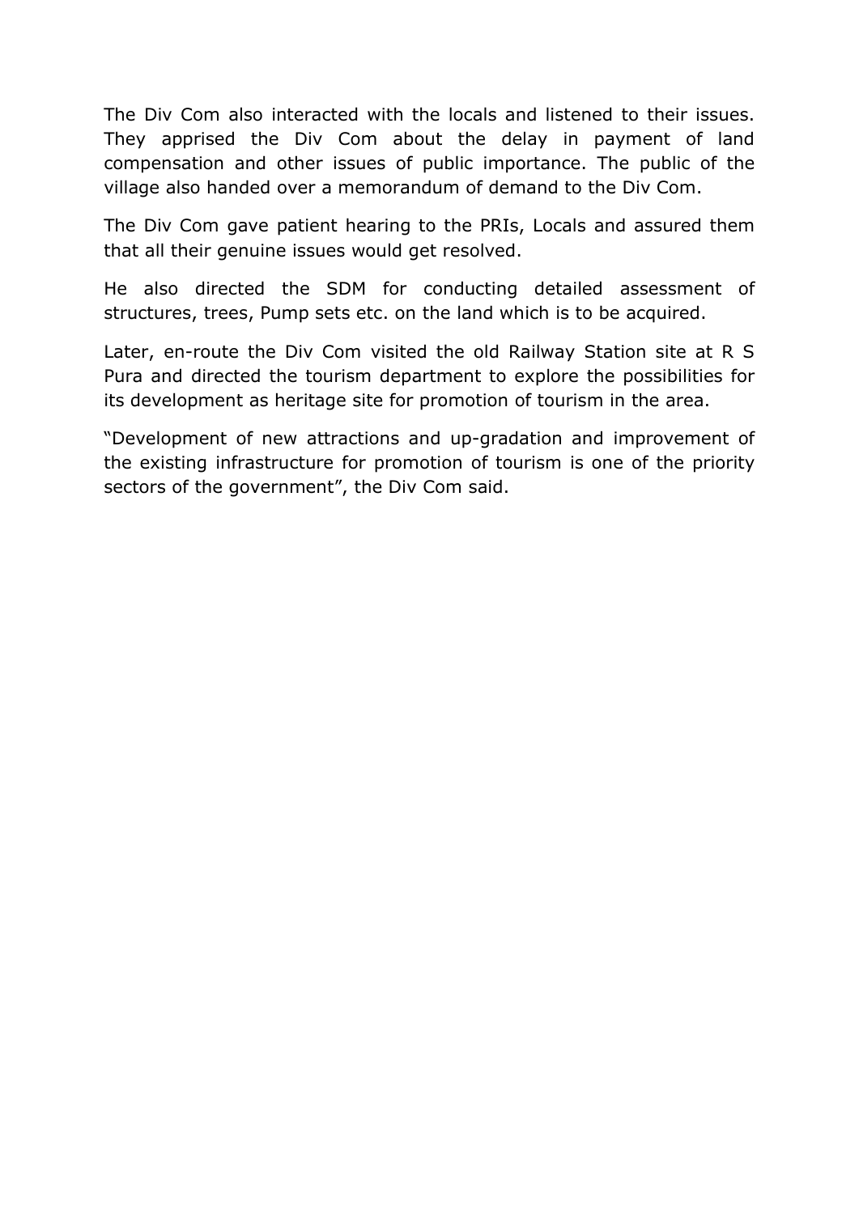The Div Com also interacted with the locals and listened to their issues. They apprised the Div Com about the delay in payment of land compensation and other issues of public importance. The public of the village also handed over a memorandum of demand to the Div Com.

The Div Com gave patient hearing to the PRIs, Locals and assured them that all their genuine issues would get resolved.

He also directed the SDM for conducting detailed assessment of structures, trees, Pump sets etc. on the land which is to be acquired.

Later, en-route the Div Com visited the old Railway Station site at R S Pura and directed the tourism department to explore the possibilities for its development as heritage site for promotion of tourism in the area.

"Development of new attractions and up-gradation and improvement of the existing infrastructure for promotion of tourism is one of the priority sectors of the government", the Div Com said.